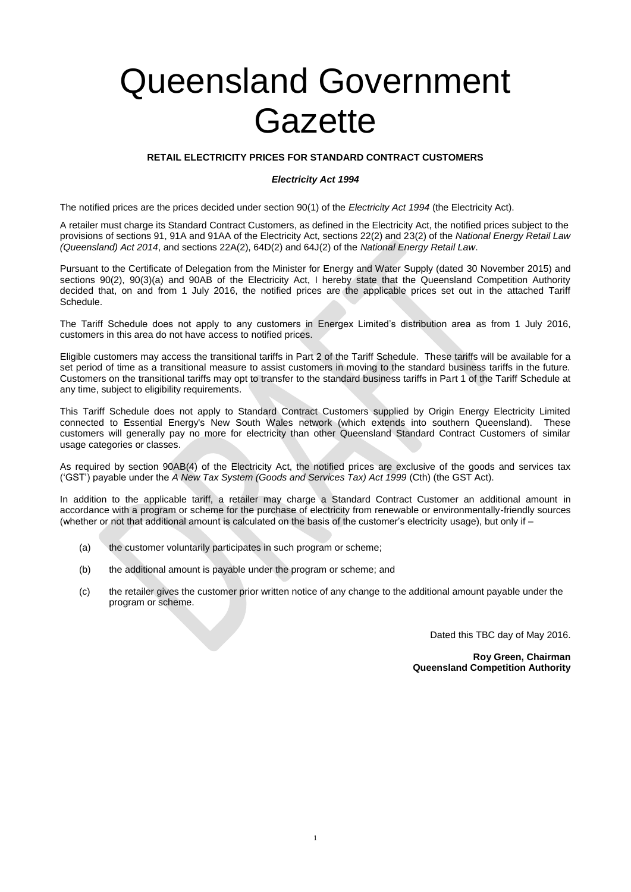# Queensland Government Gazette

**RETAIL ELECTRICITY PRICES FOR STANDARD CONTRACT CUSTOMERS**

***Electricity Act 1994***

The notified prices are the prices decided under section 90(1) of the *Electricity Act 1994* (the Electricity Act).

A retailer must charge its Standard Contract Customers, as defined in the Electricity Act, the notified prices subject to the provisions of sections 91, 91A and 91AA of the Electricity Act, sections 22(2) and 23(2) of the *National Energy Retail Law (Queensland) Act 2014*, and sections 22A(2), 64D(2) and 64J(2) of the *National Energy Retail Law*.

Pursuant to the Certificate of Delegation from the Minister for Energy and Water Supply (dated 30 November 2015) and sections 90(2), 90(3)(a) and 90AB of the Electricity Act, I hereby state that the Queensland Competition Authority decided that, on and from 1 July 2016, the notified prices are the applicable prices set out in the attached Tariff Schedule.

The Tariff Schedule does not apply to any customers in Energex Limited's distribution area as from 1 July 2016, customers in this area do not have access to notified prices.

Eligible customers may access the transitional tariffs in Part 2 of the Tariff Schedule. These tariffs will be available for a set period of time as a transitional measure to assist customers in moving to the standard business tariffs in the future. Customers on the transitional tariffs may opt to transfer to the standard business tariffs in Part 1 of the Tariff Schedule at any time, subject to eligibility requirements.

This Tariff Schedule does not apply to Standard Contract Customers supplied by Origin Energy Electricity Limited connected to Essential Energy's New South Wales network (which extends into southern Queensland). These customers will generally pay no more for electricity than other Queensland Standard Contract Customers of similar usage categories or classes.

As required by section 90AB(4) of the Electricity Act, the notified prices are exclusive of the goods and services tax ('GST') payable under the *A New Tax System (Goods and Services Tax) Act 1999* (Cth) (the GST Act).

In addition to the applicable tariff, a retailer may charge a Standard Contract Customer an additional amount in accordance with a program or scheme for the purchase of electricity from renewable or environmentally-friendly sources (whether or not that additional amount is calculated on the basis of the customer's electricity usage), but only if –

(a) the customer voluntarily participates in such program or scheme;

(b) the additional amount is payable under the program or scheme; and

(c) the retailer gives the customer prior written notice of any change to the additional amount payable under the program or scheme.

Dated this TBC day of May 2016.

**Roy Green, Chairman**
**Queensland Competition Authority**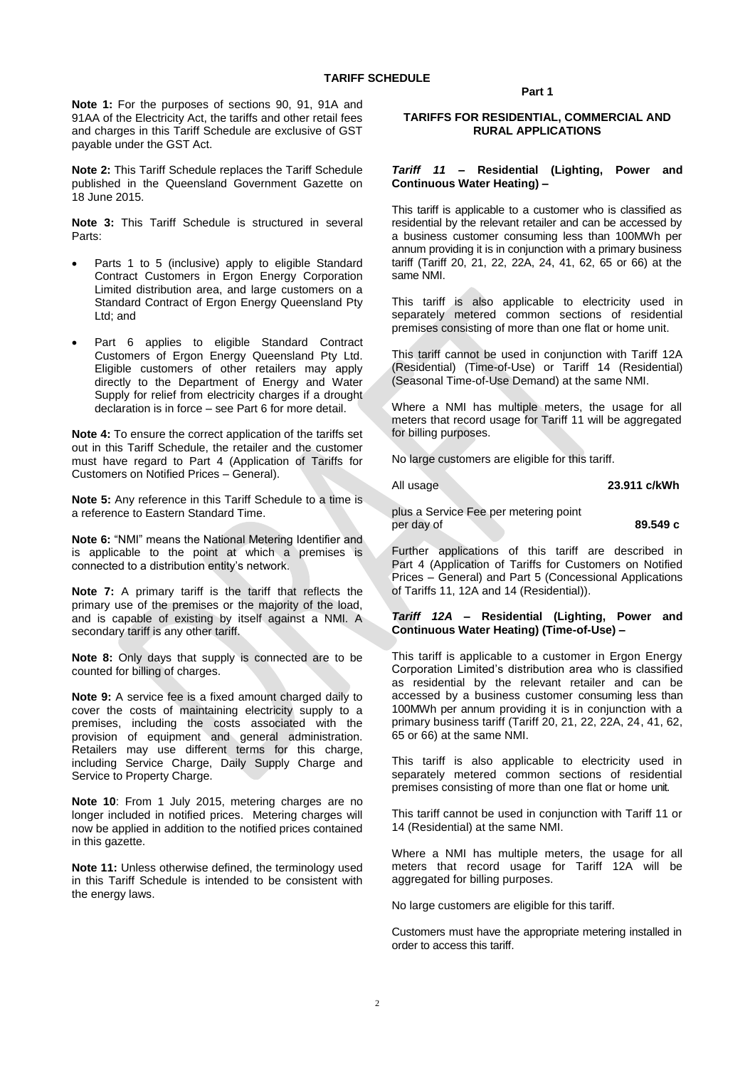# TARIFF SCHEDULE

**Note 1:** For the purposes of sections 90, 91, 91A and 91AA of the Electricity Act, the tariffs and other retail fees and charges in this Tariff Schedule are exclusive of GST payable under the GST Act.

**Note 2:** This Tariff Schedule replaces the Tariff Schedule published in the Queensland Government Gazette on 18 June 2015.

**Note 3:** This Tariff Schedule is structured in several Parts:

- Parts 1 to 5 (inclusive) apply to eligible Standard Contract Customers in Ergon Energy Corporation Limited distribution area, and large customers on a Standard Contract of Ergon Energy Queensland Pty Ltd; and
- Part 6 applies to eligible Standard Contract Customers of Ergon Energy Queensland Pty Ltd. Eligible customers of other retailers may apply directly to the Department of Energy and Water Supply for relief from electricity charges if a drought declaration is in force – see Part 6 for more detail.

**Note 4:** To ensure the correct application of the tariffs set out in this Tariff Schedule, the retailer and the customer must have regard to Part 4 (Application of Tariffs for Customers on Notified Prices – General).

**Note 5:** Any reference in this Tariff Schedule to a time is a reference to Eastern Standard Time.

**Note 6:** "NMI" means the National Metering Identifier and is applicable to the point at which a premises is connected to a distribution entity's network.

**Note 7:** A primary tariff is the tariff that reflects the primary use of the premises or the majority of the load, and is capable of existing by itself against a NMI. A secondary tariff is any other tariff.

**Note 8:** Only days that supply is connected are to be counted for billing of charges.

**Note 9:** A service fee is a fixed amount charged daily to cover the costs of maintaining electricity supply to a premises, including the costs associated with the provision of equipment and general administration. Retailers may use different terms for this charge, including Service Charge, Daily Supply Charge and Service to Property Charge.

**Note 10**: From 1 July 2015, metering charges are no longer included in notified prices. Metering charges will now be applied in addition to the notified prices contained in this gazette.

**Note 11:** Unless otherwise defined, the terminology used in this Tariff Schedule is intended to be consistent with the energy laws.

## Part 1

## TARIFFS FOR RESIDENTIAL, COMMERCIAL AND RURAL APPLICATIONS

### *Tariff 11* – Residential (Lighting, Power and Continuous Water Heating) –

This tariff is applicable to a customer who is classified as residential by the relevant retailer and can be accessed by a business customer consuming less than 100MWh per annum providing it is in conjunction with a primary business tariff (Tariff 20, 21, 22, 22A, 24, 41, 62, 65 or 66) at the same NMI.

This tariff is also applicable to electricity used in separately metered common sections of residential premises consisting of more than one flat or home unit.

This tariff cannot be used in conjunction with Tariff 12A (Residential) (Time-of-Use) or Tariff 14 (Residential) (Seasonal Time-of-Use Demand) at the same NMI.

Where a NMI has multiple meters, the usage for all meters that record usage for Tariff 11 will be aggregated for billing purposes.

No large customers are eligible for this tariff.

| | |
|---|---|
| All usage | **23.911 c/kWh** |
| plus a Service Fee per metering point per day of | **89.549 c** |

Further applications of this tariff are described in Part 4 (Application of Tariffs for Customers on Notified Prices – General) and Part 5 (Concessional Applications of Tariffs 11, 12A and 14 (Residential)).

### *Tariff 12A* – Residential (Lighting, Power and Continuous Water Heating) (Time-of-Use) –

This tariff is applicable to a customer in Ergon Energy Corporation Limited's distribution area who is classified as residential by the relevant retailer and can be accessed by a business customer consuming less than 100MWh per annum providing it is in conjunction with a primary business tariff (Tariff 20, 21, 22, 22A, 24, 41, 62, 65 or 66) at the same NMI.

This tariff is also applicable to electricity used in separately metered common sections of residential premises consisting of more than one flat or home unit.

This tariff cannot be used in conjunction with Tariff 11 or 14 (Residential) at the same NMI.

Where a NMI has multiple meters, the usage for all meters that record usage for Tariff 12A will be aggregated for billing purposes.

No large customers are eligible for this tariff.

Customers must have the appropriate metering installed in order to access this tariff.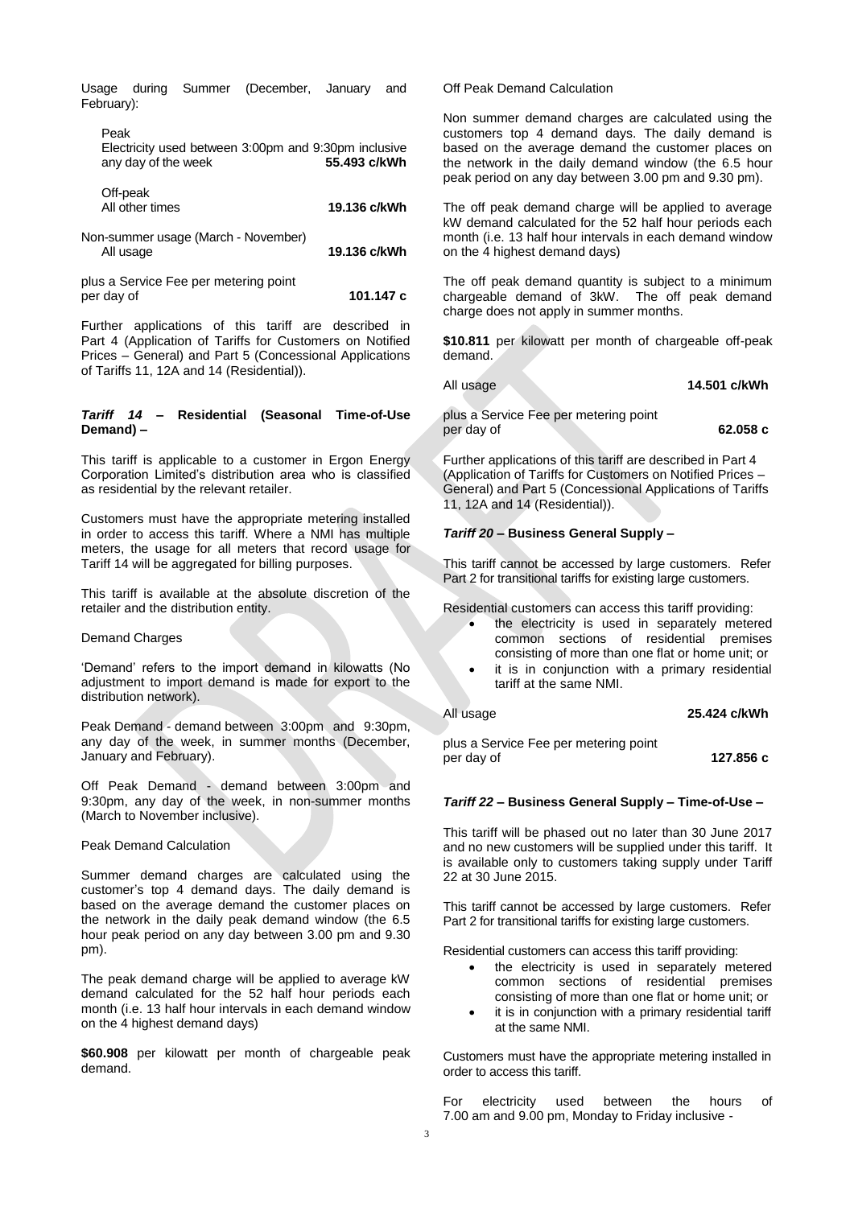Usage during Summer (December, January and February):

Peak
Electricity used between 3:00pm and 9:30pm inclusive any day of the week **55.493 c/kWh**

Off-peak
All other times **19.136 c/kWh**

Non-summer usage (March - November)
All usage **19.136 c/kWh**

plus a Service Fee per metering point per day of **101.147 c**

Further applications of this tariff are described in Part 4 (Application of Tariffs for Customers on Notified Prices – General) and Part 5 (Concessional Applications of Tariffs 11, 12A and 14 (Residential)).

### *Tariff 14* – Residential (Seasonal Time-of-Use Demand) –

This tariff is applicable to a customer in Ergon Energy Corporation Limited's distribution area who is classified as residential by the relevant retailer.

Customers must have the appropriate metering installed in order to access this tariff. Where a NMI has multiple meters, the usage for all meters that record usage for Tariff 14 will be aggregated for billing purposes.

This tariff is available at the absolute discretion of the retailer and the distribution entity.

Demand Charges

'Demand' refers to the import demand in kilowatts (No adjustment to import demand is made for export to the distribution network).

Peak Demand - demand between 3:00pm and 9:30pm, any day of the week, in summer months (December, January and February).

Off Peak Demand - demand between 3:00pm and 9:30pm, any day of the week, in non-summer months (March to November inclusive).

Peak Demand Calculation

Summer demand charges are calculated using the customer's top 4 demand days. The daily demand is based on the average demand the customer places on the network in the daily peak demand window (the 6.5 hour peak period on any day between 3.00 pm and 9.30 pm).

The peak demand charge will be applied to average kW demand calculated for the 52 half hour periods each month (i.e. 13 half hour intervals in each demand window on the 4 highest demand days)

**$60.908** per kilowatt per month of chargeable peak demand.

Off Peak Demand Calculation

Non summer demand charges are calculated using the customers top 4 demand days. The daily demand is based on the average demand the customer places on the network in the daily demand window (the 6.5 hour peak period on any day between 3.00 pm and 9.30 pm).

The off peak demand charge will be applied to average kW demand calculated for the 52 half hour periods each month (i.e. 13 half hour intervals in each demand window on the 4 highest demand days)

The off peak demand quantity is subject to a minimum chargeable demand of 3kW. The off peak demand charge does not apply in summer months.

**$10.811** per kilowatt per month of chargeable off-peak demand.

All usage **14.501 c/kWh**

plus a Service Fee per metering point per day of **62.058 c**

Further applications of this tariff are described in Part 4 (Application of Tariffs for Customers on Notified Prices – General) and Part 5 (Concessional Applications of Tariffs 11, 12A and 14 (Residential)).

### *Tariff 20* – Business General Supply –

This tariff cannot be accessed by large customers. Refer Part 2 for transitional tariffs for existing large customers.

Residential customers can access this tariff providing:

- the electricity is used in separately metered common sections of residential premises consisting of more than one flat or home unit; or
- it is in conjunction with a primary residential tariff at the same NMI.

All usage **25.424 c/kWh**

plus a Service Fee per metering point per day of **127.856 c**

### *Tariff 22* – Business General Supply – Time-of-Use –

This tariff will be phased out no later than 30 June 2017 and no new customers will be supplied under this tariff. It is available only to customers taking supply under Tariff 22 at 30 June 2015.

This tariff cannot be accessed by large customers. Refer Part 2 for transitional tariffs for existing large customers.

Residential customers can access this tariff providing:

- the electricity is used in separately metered common sections of residential premises consisting of more than one flat or home unit; or
- it is in conjunction with a primary residential tariff at the same NMI.

Customers must have the appropriate metering installed in order to access this tariff.

For electricity used between the hours of 7.00 am and 9.00 pm, Monday to Friday inclusive -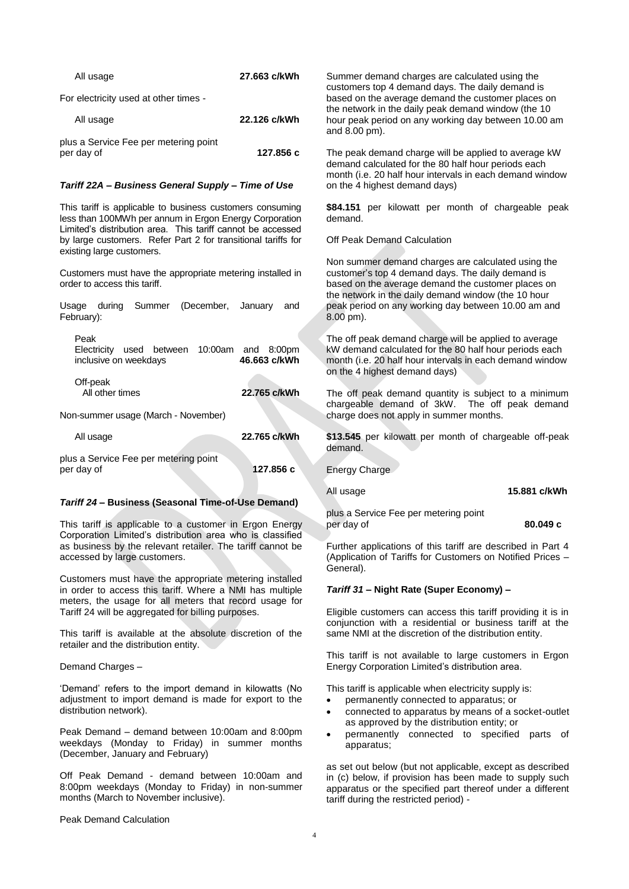| | |
|---|---|
| All usage | **27.663 c/kWh** |

For electricity used at other times -

| | |
|---|---|
| All usage | **22.126 c/kWh** |

| | |
|---|---|
| plus a Service Fee per metering point per day of | **127.856 c** |

### *Tariff 22A – Business General Supply – Time of Use*

This tariff is applicable to business customers consuming less than 100MWh per annum in Ergon Energy Corporation Limited's distribution area. This tariff cannot be accessed by large customers. Refer Part 2 for transitional tariffs for existing large customers.

Customers must have the appropriate metering installed in order to access this tariff.

Usage during Summer (December, January and February):

| | |
|---|---|
| Peak<br>Electricity used between 10:00am and 8:00pm inclusive on weekdays | **46.663 c/kWh** |
| Off-peak<br>All other times | **22.765 c/kWh** |

Non-summer usage (March - November)

| | |
|---|---|
| All usage | **22.765 c/kWh** |

| | |
|---|---|
| plus a Service Fee per metering point per day of | **127.856 c** |

### *Tariff 24* – Business (Seasonal Time-of-Use Demand)

This tariff is applicable to a customer in Ergon Energy Corporation Limited's distribution area who is classified as business by the relevant retailer. The tariff cannot be accessed by large customers.

Customers must have the appropriate metering installed in order to access this tariff. Where a NMI has multiple meters, the usage for all meters that record usage for Tariff 24 will be aggregated for billing purposes.

This tariff is available at the absolute discretion of the retailer and the distribution entity.

Demand Charges –

'Demand' refers to the import demand in kilowatts (No adjustment to import demand is made for export to the distribution network).

Peak Demand – demand between 10:00am and 8:00pm weekdays (Monday to Friday) in summer months (December, January and February)

Off Peak Demand - demand between 10:00am and 8:00pm weekdays (Monday to Friday) in non-summer months (March to November inclusive).

Peak Demand Calculation

Summer demand charges are calculated using the customers top 4 demand days. The daily demand is based on the average demand the customer places on the network in the daily peak demand window (the 10 hour peak period on any working day between 10.00 am and 8.00 pm).

The peak demand charge will be applied to average kW demand calculated for the 80 half hour periods each month (i.e. 20 half hour intervals in each demand window on the 4 highest demand days)

**$84.151** per kilowatt per month of chargeable peak demand.

Off Peak Demand Calculation

Non summer demand charges are calculated using the customer's top 4 demand days. The daily demand is based on the average demand the customer places on the network in the daily demand window (the 10 hour peak period on any working day between 10.00 am and 8.00 pm).

The off peak demand charge will be applied to average kW demand calculated for the 80 half hour periods each month (i.e. 20 half hour intervals in each demand window on the 4 highest demand days)

The off peak demand quantity is subject to a minimum chargeable demand of 3kW. The off peak demand charge does not apply in summer months.

**$13.545** per kilowatt per month of chargeable off-peak demand.

Energy Charge

| | |
|---|---|
| All usage | **15.881 c/kWh** |

| | |
|---|---|
| plus a Service Fee per metering point per day of | **80.049 c** |

Further applications of this tariff are described in Part 4 (Application of Tariffs for Customers on Notified Prices – General).

### *Tariff 31* – Night Rate (Super Economy) –

Eligible customers can access this tariff providing it is in conjunction with a residential or business tariff at the same NMI at the discretion of the distribution entity.

This tariff is not available to large customers in Ergon Energy Corporation Limited's distribution area.

This tariff is applicable when electricity supply is:

- permanently connected to apparatus; or
- connected to apparatus by means of a socket-outlet as approved by the distribution entity; or
- permanently connected to specified parts of apparatus;

as set out below (but not applicable, except as described in (c) below, if provision has been made to supply such apparatus or the specified part thereof under a different tariff during the restricted period) -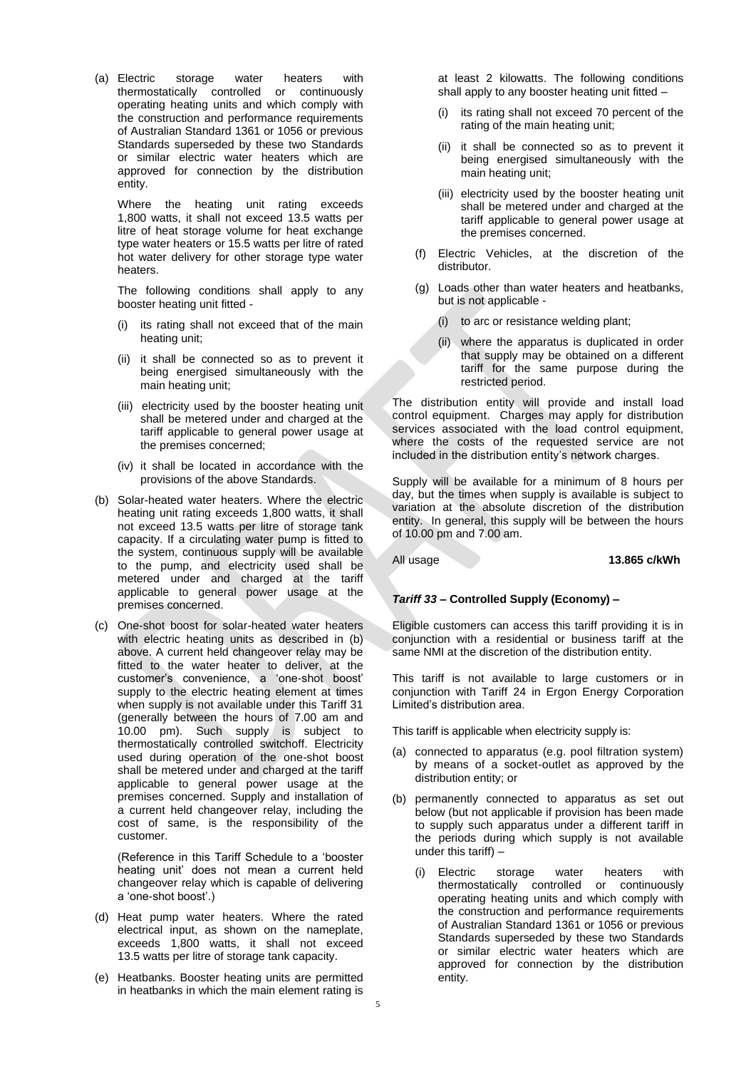(a) Electric storage water heaters with thermostatically controlled or continuously operating heating units and which comply with the construction and performance requirements of Australian Standard 1361 or 1056 or previous Standards superseded by these two Standards or similar electric water heaters which are approved for connection by the distribution entity.

    Where the heating unit rating exceeds 1,800 watts, it shall not exceed 13.5 watts per litre of heat storage volume for heat exchange type water heaters or 15.5 watts per litre of rated hot water delivery for other storage type water heaters.

    The following conditions shall apply to any booster heating unit fitted -

    (i) its rating shall not exceed that of the main heating unit;

    (ii) it shall be connected so as to prevent it being energised simultaneously with the main heating unit;

    (iii) electricity used by the booster heating unit shall be metered under and charged at the tariff applicable to general power usage at the premises concerned;

    (iv) it shall be located in accordance with the provisions of the above Standards.

(b) Solar-heated water heaters. Where the electric heating unit rating exceeds 1,800 watts, it shall not exceed 13.5 watts per litre of storage tank capacity. If a circulating water pump is fitted to the system, continuous supply will be available to the pump, and electricity used shall be metered under and charged at the tariff applicable to general power usage at the premises concerned.

(c) One-shot boost for solar-heated water heaters with electric heating units as described in (b) above. A current held changeover relay may be fitted to the water heater to deliver, at the customer's convenience, a 'one-shot boost' supply to the electric heating element at times when supply is not available under this Tariff 31 (generally between the hours of 7.00 am and 10.00 pm). Such supply is subject to thermostatically controlled switchoff. Electricity used during operation of the one-shot boost shall be metered under and charged at the tariff applicable to general power usage at the premises concerned. Supply and installation of a current held changeover relay, including the cost of same, is the responsibility of the customer.

    (Reference in this Tariff Schedule to a 'booster heating unit' does not mean a current held changeover relay which is capable of delivering a 'one-shot boost'.)

(d) Heat pump water heaters. Where the rated electrical input, as shown on the nameplate, exceeds 1,800 watts, it shall not exceed 13.5 watts per litre of storage tank capacity.

(e) Heatbanks. Booster heating units are permitted in heatbanks in which the main element rating is at least 2 kilowatts. The following conditions shall apply to any booster heating unit fitted –

    (i) its rating shall not exceed 70 percent of the rating of the main heating unit;

    (ii) it shall be connected so as to prevent it being energised simultaneously with the main heating unit;

    (iii) electricity used by the booster heating unit shall be metered under and charged at the tariff applicable to general power usage at the premises concerned.

(f) Electric Vehicles, at the discretion of the distributor.

(g) Loads other than water heaters and heatbanks, but is not applicable -

    (i) to arc or resistance welding plant;

    (ii) where the apparatus is duplicated in order that supply may be obtained on a different tariff for the same purpose during the restricted period.

The distribution entity will provide and install load control equipment. Charges may apply for distribution services associated with the load control equipment, where the costs of the requested service are not included in the distribution entity's network charges.

Supply will be available for a minimum of 8 hours per day, but the times when supply is available is subject to variation at the absolute discretion of the distribution entity. In general, this supply will be between the hours of 10.00 pm and 7.00 am.

All usage **13.865 c/kWh**

### ***Tariff 33* – Controlled Supply (Economy) –**

Eligible customers can access this tariff providing it is in conjunction with a residential or business tariff at the same NMI at the discretion of the distribution entity.

This tariff is not available to large customers or in conjunction with Tariff 24 in Ergon Energy Corporation Limited's distribution area.

This tariff is applicable when electricity supply is:

(a) connected to apparatus (e.g. pool filtration system) by means of a socket-outlet as approved by the distribution entity; or

(b) permanently connected to apparatus as set out below (but not applicable if provision has been made to supply such apparatus under a different tariff in the periods during which supply is not available under this tariff) –

    (i) Electric storage water heaters with thermostatically controlled or continuously operating heating units and which comply with the construction and performance requirements of Australian Standard 1361 or 1056 or previous Standards superseded by these two Standards or similar electric water heaters which are approved for connection by the distribution entity.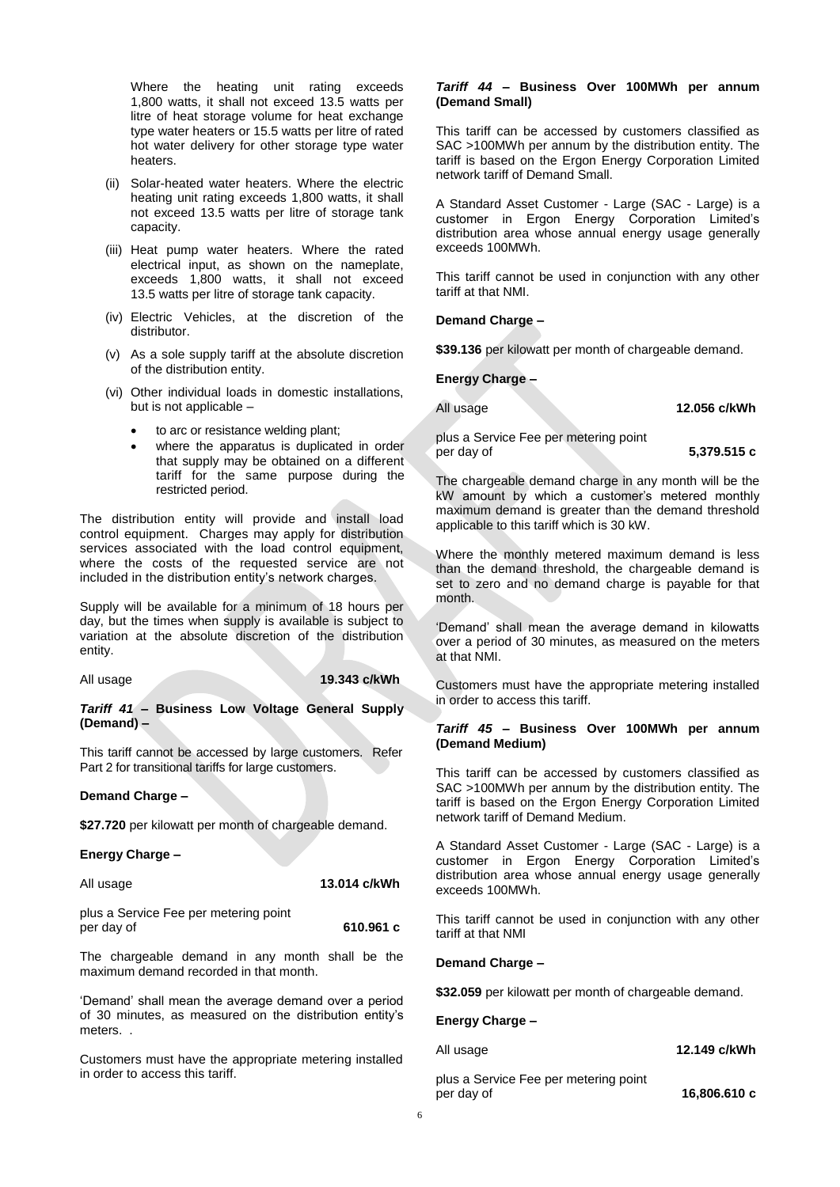Where the heating unit rating exceeds 1,800 watts, it shall not exceed 13.5 watts per litre of heat storage volume for heat exchange type water heaters or 15.5 watts per litre of rated hot water delivery for other storage type water heaters.

(ii) Solar-heated water heaters. Where the electric heating unit rating exceeds 1,800 watts, it shall not exceed 13.5 watts per litre of storage tank capacity.

(iii) Heat pump water heaters. Where the rated electrical input, as shown on the nameplate, exceeds 1,800 watts, it shall not exceed 13.5 watts per litre of storage tank capacity.

(iv) Electric Vehicles, at the discretion of the distributor.

(v) As a sole supply tariff at the absolute discretion of the distribution entity.

(vi) Other individual loads in domestic installations, but is not applicable –

- to arc or resistance welding plant;
- where the apparatus is duplicated in order that supply may be obtained on a different tariff for the same purpose during the restricted period.

The distribution entity will provide and install load control equipment. Charges may apply for distribution services associated with the load control equipment, where the costs of the requested service are not included in the distribution entity's network charges.

Supply will be available for a minimum of 18 hours per day, but the times when supply is available is subject to variation at the absolute discretion of the distribution entity.

All usage **19.343 c/kWh**

### *Tariff 41* – Business Low Voltage General Supply (Demand) –

This tariff cannot be accessed by large customers. Refer Part 2 for transitional tariffs for large customers.

**Demand Charge –**

**$27.720** per kilowatt per month of chargeable demand.

**Energy Charge –**

All usage **13.014 c/kWh**

plus a Service Fee per metering point per day of **610.961 c**

The chargeable demand in any month shall be the maximum demand recorded in that month.

'Demand' shall mean the average demand over a period of 30 minutes, as measured on the distribution entity's meters. .

Customers must have the appropriate metering installed in order to access this tariff.

### *Tariff 44* – Business Over 100MWh per annum (Demand Small)

This tariff can be accessed by customers classified as SAC >100MWh per annum by the distribution entity. The tariff is based on the Ergon Energy Corporation Limited network tariff of Demand Small.

A Standard Asset Customer - Large (SAC - Large) is a customer in Ergon Energy Corporation Limited's distribution area whose annual energy usage generally exceeds 100MWh.

This tariff cannot be used in conjunction with any other tariff at that NMI.

**Demand Charge –**

**$39.136** per kilowatt per month of chargeable demand.

**Energy Charge –**

All usage **12.056 c/kWh**

plus a Service Fee per metering point per day of **5,379.515 c**

The chargeable demand charge in any month will be the kW amount by which a customer's metered monthly maximum demand is greater than the demand threshold applicable to this tariff which is 30 kW.

Where the monthly metered maximum demand is less than the demand threshold, the chargeable demand is set to zero and no demand charge is payable for that month.

'Demand' shall mean the average demand in kilowatts over a period of 30 minutes, as measured on the meters at that NMI.

Customers must have the appropriate metering installed in order to access this tariff.

### *Tariff 45* – Business Over 100MWh per annum (Demand Medium)

This tariff can be accessed by customers classified as SAC >100MWh per annum by the distribution entity. The tariff is based on the Ergon Energy Corporation Limited network tariff of Demand Medium.

A Standard Asset Customer - Large (SAC - Large) is a customer in Ergon Energy Corporation Limited's distribution area whose annual energy usage generally exceeds 100MWh.

This tariff cannot be used in conjunction with any other tariff at that NMI

**Demand Charge –**

**$32.059** per kilowatt per month of chargeable demand.

**Energy Charge –**

All usage **12.149 c/kWh**

plus a Service Fee per metering point per day of **16,806.610 c**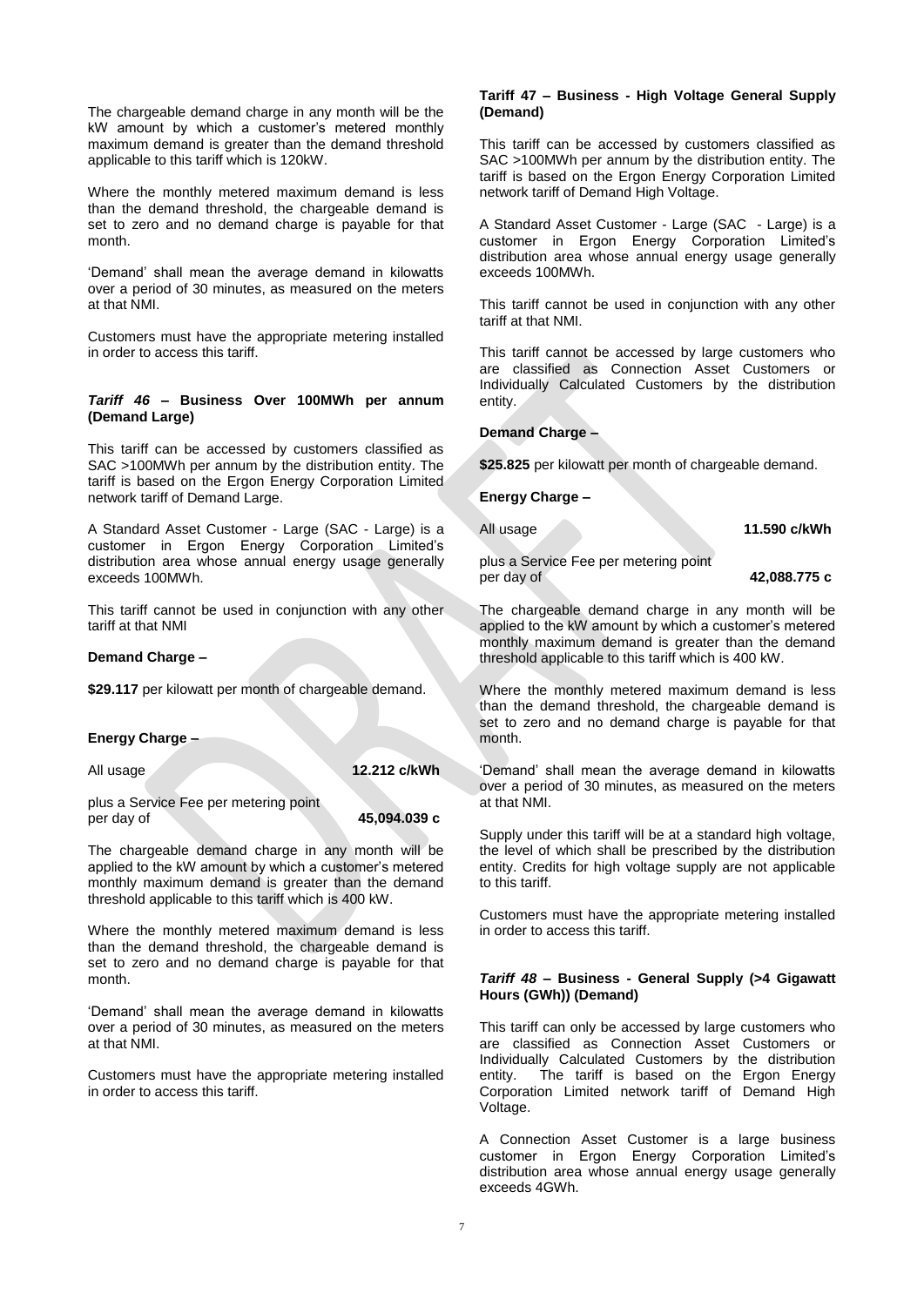The chargeable demand charge in any month will be the kW amount by which a customer's metered monthly maximum demand is greater than the demand threshold applicable to this tariff which is 120kW.

Where the monthly metered maximum demand is less than the demand threshold, the chargeable demand is set to zero and no demand charge is payable for that month.

'Demand' shall mean the average demand in kilowatts over a period of 30 minutes, as measured on the meters at that NMI.

Customers must have the appropriate metering installed in order to access this tariff.

#### *Tariff 46* – Business Over 100MWh per annum (Demand Large)

This tariff can be accessed by customers classified as SAC >100MWh per annum by the distribution entity. The tariff is based on the Ergon Energy Corporation Limited network tariff of Demand Large.

A Standard Asset Customer - Large (SAC - Large) is a customer in Ergon Energy Corporation Limited's distribution area whose annual energy usage generally exceeds 100MWh.

This tariff cannot be used in conjunction with any other tariff at that NMI

**Demand Charge –**

**$29.117** per kilowatt per month of chargeable demand.

**Energy Charge –**

All usage **12.212 c/kWh**

plus a Service Fee per metering point per day of **45,094.039 c**

The chargeable demand charge in any month will be applied to the kW amount by which a customer's metered monthly maximum demand is greater than the demand threshold applicable to this tariff which is 400 kW.

Where the monthly metered maximum demand is less than the demand threshold, the chargeable demand is set to zero and no demand charge is payable for that month.

'Demand' shall mean the average demand in kilowatts over a period of 30 minutes, as measured on the meters at that NMI.

Customers must have the appropriate metering installed in order to access this tariff.

#### Tariff 47 – Business - High Voltage General Supply (Demand)

This tariff can be accessed by customers classified as SAC >100MWh per annum by the distribution entity. The tariff is based on the Ergon Energy Corporation Limited network tariff of Demand High Voltage.

A Standard Asset Customer - Large (SAC - Large) is a customer in Ergon Energy Corporation Limited's distribution area whose annual energy usage generally exceeds 100MWh.

This tariff cannot be used in conjunction with any other tariff at that NMI.

This tariff cannot be accessed by large customers who are classified as Connection Asset Customers or Individually Calculated Customers by the distribution entity.

**Demand Charge –**

**$25.825** per kilowatt per month of chargeable demand.

**Energy Charge –**

All usage **11.590 c/kWh**

plus a Service Fee per metering point per day of **42,088.775 c**

The chargeable demand charge in any month will be applied to the kW amount by which a customer's metered monthly maximum demand is greater than the demand threshold applicable to this tariff which is 400 kW.

Where the monthly metered maximum demand is less than the demand threshold, the chargeable demand is set to zero and no demand charge is payable for that month.

'Demand' shall mean the average demand in kilowatts over a period of 30 minutes, as measured on the meters at that NMI.

Supply under this tariff will be at a standard high voltage, the level of which shall be prescribed by the distribution entity. Credits for high voltage supply are not applicable to this tariff.

Customers must have the appropriate metering installed in order to access this tariff.

#### *Tariff 48* – Business - General Supply (>4 Gigawatt Hours (GWh)) (Demand)

This tariff can only be accessed by large customers who are classified as Connection Asset Customers or Individually Calculated Customers by the distribution entity. The tariff is based on the Ergon Energy Corporation Limited network tariff of Demand High Voltage.

A Connection Asset Customer is a large business customer in Ergon Energy Corporation Limited's distribution area whose annual energy usage generally exceeds 4GWh.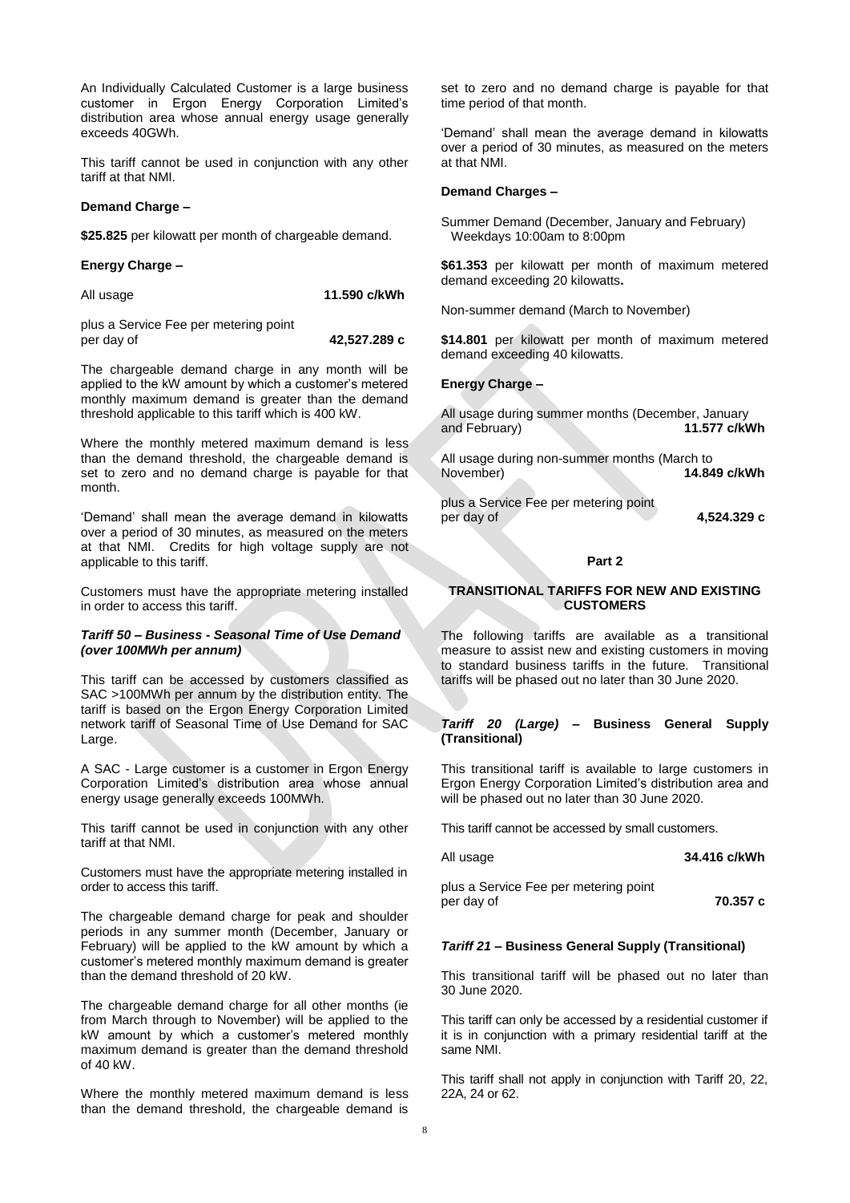An Individually Calculated Customer is a large business customer in Ergon Energy Corporation Limited's distribution area whose annual energy usage generally exceeds 40GWh.

This tariff cannot be used in conjunction with any other tariff at that NMI.

**Demand Charge –**

**$25.825** per kilowatt per month of chargeable demand.

**Energy Charge –**

| | |
|---|---|
| All usage | **11.590 c/kWh** |
| plus a Service Fee per metering point per day of | **42,527.289 c** |

The chargeable demand charge in any month will be applied to the kW amount by which a customer's metered monthly maximum demand is greater than the demand threshold applicable to this tariff which is 400 kW.

Where the monthly metered maximum demand is less than the demand threshold, the chargeable demand is set to zero and no demand charge is payable for that month.

'Demand' shall mean the average demand in kilowatts over a period of 30 minutes, as measured on the meters at that NMI. Credits for high voltage supply are not applicable to this tariff.

Customers must have the appropriate metering installed in order to access this tariff.

***Tariff 50 – Business - Seasonal Time of Use Demand (over 100MWh per annum)***

This tariff can be accessed by customers classified as SAC >100MWh per annum by the distribution entity. The tariff is based on the Ergon Energy Corporation Limited network tariff of Seasonal Time of Use Demand for SAC Large.

A SAC - Large customer is a customer in Ergon Energy Corporation Limited's distribution area whose annual energy usage generally exceeds 100MWh.

This tariff cannot be used in conjunction with any other tariff at that NMI.

Customers must have the appropriate metering installed in order to access this tariff.

The chargeable demand charge for peak and shoulder periods in any summer month (December, January or February) will be applied to the kW amount by which a customer's metered monthly maximum demand is greater than the demand threshold of 20 kW.

The chargeable demand charge for all other months (ie from March through to November) will be applied to the kW amount by which a customer's metered monthly maximum demand is greater than the demand threshold of 40 kW.

Where the monthly metered maximum demand is less than the demand threshold, the chargeable demand is set to zero and no demand charge is payable for that time period of that month.

'Demand' shall mean the average demand in kilowatts over a period of 30 minutes, as measured on the meters at that NMI.

**Demand Charges –**

Summer Demand (December, January and February) Weekdays 10:00am to 8:00pm

**$61.353** per kilowatt per month of maximum metered demand exceeding 20 kilowatts**.**

Non-summer demand (March to November)

**$14.801** per kilowatt per month of maximum metered demand exceeding 40 kilowatts.

**Energy Charge –**

| | |
|---|---|
| All usage during summer months (December, January and February) | **11.577 c/kWh** |
| All usage during non-summer months (March to November) | **14.849 c/kWh** |
| plus a Service Fee per metering point per day of | **4,524.329 c** |

**Part 2**

**TRANSITIONAL TARIFFS FOR NEW AND EXISTING CUSTOMERS**

The following tariffs are available as a transitional measure to assist new and existing customers in moving to standard business tariffs in the future. Transitional tariffs will be phased out no later than 30 June 2020.

***Tariff 20 (Large)* – Business General Supply (Transitional)**

This transitional tariff is available to large customers in Ergon Energy Corporation Limited's distribution area and will be phased out no later than 30 June 2020.

This tariff cannot be accessed by small customers.

| | |
|---|---|
| All usage | **34.416 c/kWh** |
| plus a Service Fee per metering point per day of | **70.357 c** |

***Tariff 21* – Business General Supply (Transitional)**

This transitional tariff will be phased out no later than 30 June 2020.

This tariff can only be accessed by a residential customer if it is in conjunction with a primary residential tariff at the same NMI.

This tariff shall not apply in conjunction with Tariff 20, 22, 22A, 24 or 62.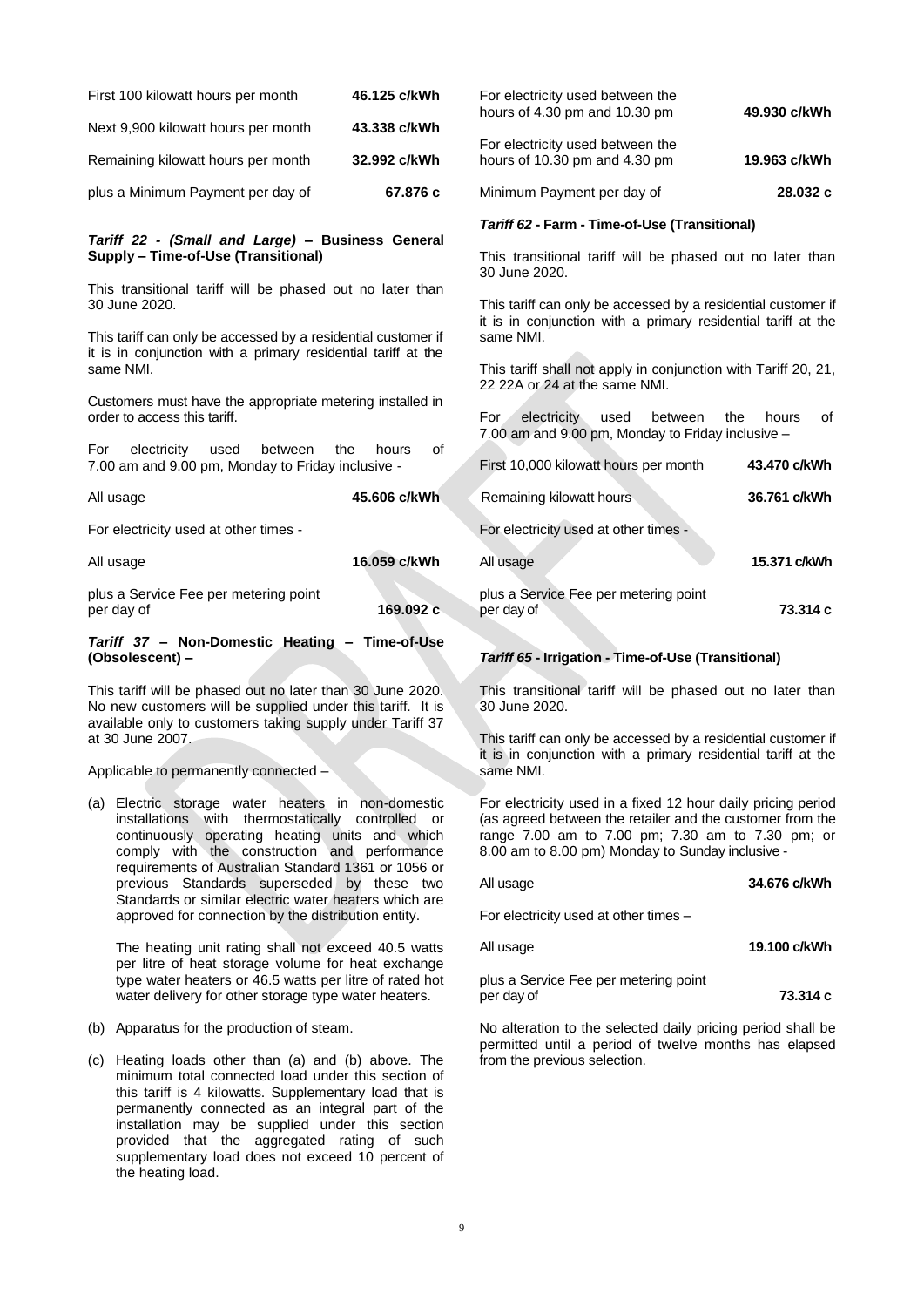| | |
|---|---|
| First 100 kilowatt hours per month | **46.125 c/kWh** |
| Next 9,900 kilowatt hours per month | **43.338 c/kWh** |
| Remaining kilowatt hours per month | **32.992 c/kWh** |
| plus a Minimum Payment per day of | **67.876 c** |

### *Tariff 22 - (Small and Large)* – Business General Supply – Time-of-Use (Transitional)

This transitional tariff will be phased out no later than 30 June 2020.

This tariff can only be accessed by a residential customer if it is in conjunction with a primary residential tariff at the same NMI.

Customers must have the appropriate metering installed in order to access this tariff.

For electricity used between the hours of 7.00 am and 9.00 pm, Monday to Friday inclusive -

| | |
|---|---|
| All usage | **45.606 c/kWh** |

For electricity used at other times -

| | |
|---|---|
| All usage | **16.059 c/kWh** |
| plus a Service Fee per metering point per day of | **169.092 c** |

### *Tariff 37* – Non-Domestic Heating – Time-of-Use (Obsolescent) –

This tariff will be phased out no later than 30 June 2020. No new customers will be supplied under this tariff. It is available only to customers taking supply under Tariff 37 at 30 June 2007.

Applicable to permanently connected –

(a) Electric storage water heaters in non-domestic installations with thermostatically controlled or continuously operating heating units and which comply with the construction and performance requirements of Australian Standard 1361 or 1056 or previous Standards superseded by these two Standards or similar electric water heaters which are approved for connection by the distribution entity.

The heating unit rating shall not exceed 40.5 watts per litre of heat storage volume for heat exchange type water heaters or 46.5 watts per litre of rated hot water delivery for other storage type water heaters.

(b) Apparatus for the production of steam.

(c) Heating loads other than (a) and (b) above. The minimum total connected load under this section of this tariff is 4 kilowatts. Supplementary load that is permanently connected as an integral part of the installation may be supplied under this section provided that the aggregated rating of such supplementary load does not exceed 10 percent of the heating load.

| | |
|---|---|
| For electricity used between the hours of 4.30 pm and 10.30 pm | **49.930 c/kWh** |
| For electricity used between the hours of 10.30 pm and 4.30 pm | **19.963 c/kWh** |
| Minimum Payment per day of | **28.032 c** |

### *Tariff 62* - Farm - Time-of-Use (Transitional)

This transitional tariff will be phased out no later than 30 June 2020.

This tariff can only be accessed by a residential customer if it is in conjunction with a primary residential tariff at the same NMI.

This tariff shall not apply in conjunction with Tariff 20, 21, 22 22A or 24 at the same NMI.

For electricity used between the hours of 7.00 am and 9.00 pm, Monday to Friday inclusive –

| | |
|---|---|
| First 10,000 kilowatt hours per month | **43.470 c/kWh** |
| Remaining kilowatt hours | **36.761 c/kWh** |

For electricity used at other times -

| | |
|---|---|
| All usage | **15.371 c/kWh** |
| plus a Service Fee per metering point per day of | **73.314 c** |

### *Tariff 65* - Irrigation - Time-of-Use (Transitional)

This transitional tariff will be phased out no later than 30 June 2020.

This tariff can only be accessed by a residential customer if it is in conjunction with a primary residential tariff at the same NMI.

For electricity used in a fixed 12 hour daily pricing period (as agreed between the retailer and the customer from the range 7.00 am to 7.00 pm; 7.30 am to 7.30 pm; or 8.00 am to 8.00 pm) Monday to Sunday inclusive -

| | |
|---|---|
| All usage | **34.676 c/kWh** |

For electricity used at other times –

| | |
|---|---|
| All usage | **19.100 c/kWh** |
| plus a Service Fee per metering point per day of | **73.314 c** |

No alteration to the selected daily pricing period shall be permitted until a period of twelve months has elapsed from the previous selection.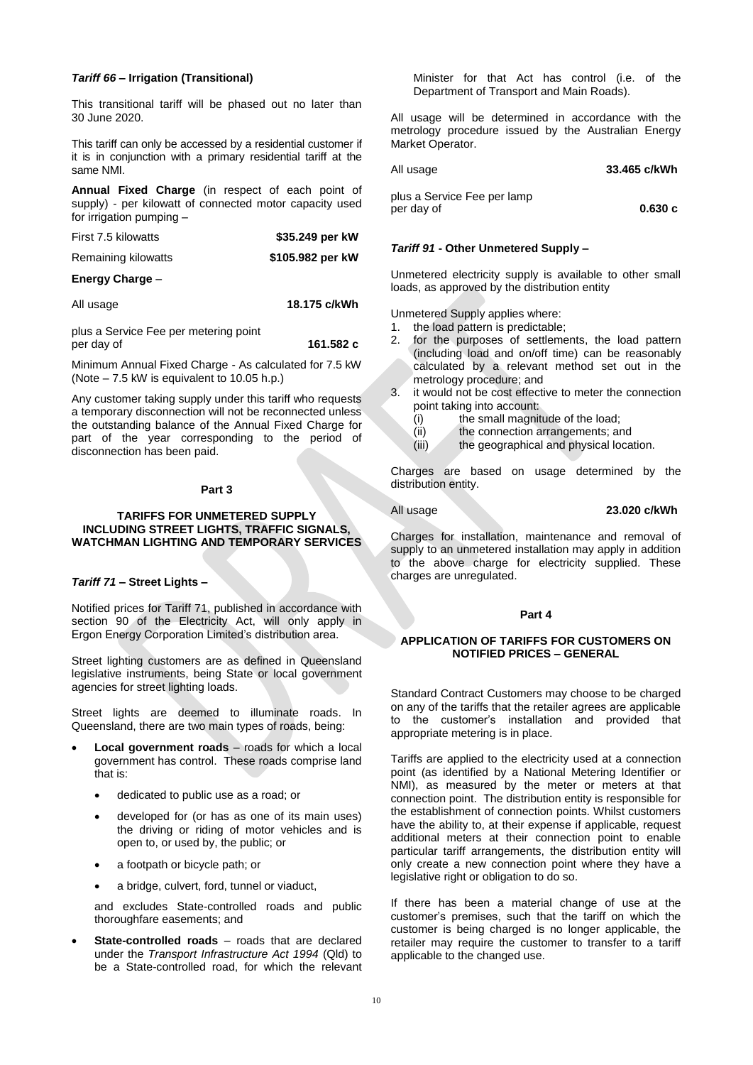### *Tariff 66* – Irrigation (Transitional)

This transitional tariff will be phased out no later than 30 June 2020.

This tariff can only be accessed by a residential customer if it is in conjunction with a primary residential tariff at the same NMI.

**Annual Fixed Charge** (in respect of each point of supply) - per kilowatt of connected motor capacity used for irrigation pumping –

| | |
|---|---|
| First 7.5 kilowatts | **$35.249 per kW** |
| Remaining kilowatts | **$105.982 per kW** |

**Energy Charge** –

| | |
|---|---|
| All usage | **18.175 c/kWh** |
| plus a Service Fee per metering point per day of | **161.582 c** |

Minimum Annual Fixed Charge - As calculated for 7.5 kW (Note – 7.5 kW is equivalent to 10.05 h.p.)

Any customer taking supply under this tariff who requests a temporary disconnection will not be reconnected unless the outstanding balance of the Annual Fixed Charge for part of the year corresponding to the period of disconnection has been paid.

## Part 3

## TARIFFS FOR UNMETERED SUPPLY INCLUDING STREET LIGHTS, TRAFFIC SIGNALS, WATCHMAN LIGHTING AND TEMPORARY SERVICES

### *Tariff 71* – Street Lights –

Notified prices for Tariff 71, published in accordance with section 90 of the Electricity Act, will only apply in Ergon Energy Corporation Limited's distribution area.

Street lighting customers are as defined in Queensland legislative instruments, being State or local government agencies for street lighting loads.

Street lights are deemed to illuminate roads. In Queensland, there are two main types of roads, being:

- **Local government roads** – roads for which a local government has control. These roads comprise land that is:
  - dedicated to public use as a road; or
  - developed for (or has as one of its main uses) the driving or riding of motor vehicles and is open to, or used by, the public; or
  - a footpath or bicycle path; or
  - a bridge, culvert, ford, tunnel or viaduct,

  and excludes State-controlled roads and public thoroughfare easements; and
- **State-controlled roads** – roads that are declared under the *Transport Infrastructure Act 1994* (Qld) to be a State-controlled road, for which the relevant Minister for that Act has control (i.e. of the Department of Transport and Main Roads).

All usage will be determined in accordance with the metrology procedure issued by the Australian Energy Market Operator.

| | |
|---|---|
| All usage | **33.465 c/kWh** |
| plus a Service Fee per lamp per day of | **0.630 c** |

### *Tariff 91* - Other Unmetered Supply –

Unmetered electricity supply is available to other small loads, as approved by the distribution entity

Unmetered Supply applies where:

1. the load pattern is predictable;
2. for the purposes of settlements, the load pattern (including load and on/off time) can be reasonably calculated by a relevant method set out in the metrology procedure; and
3. it would not be cost effective to meter the connection point taking into account:
   (i) the small magnitude of the load;
   (ii) the connection arrangements; and
   (iii) the geographical and physical location.

Charges are based on usage determined by the distribution entity.

| | |
|---|---|
| All usage | **23.020 c/kWh** |

Charges for installation, maintenance and removal of supply to an unmetered installation may apply in addition to the above charge for electricity supplied. These charges are unregulated.

## Part 4

## APPLICATION OF TARIFFS FOR CUSTOMERS ON NOTIFIED PRICES – GENERAL

Standard Contract Customers may choose to be charged on any of the tariffs that the retailer agrees are applicable to the customer's installation and provided that appropriate metering is in place.

Tariffs are applied to the electricity used at a connection point (as identified by a National Metering Identifier or NMI), as measured by the meter or meters at that connection point. The distribution entity is responsible for the establishment of connection points. Whilst customers have the ability to, at their expense if applicable, request additional meters at their connection point to enable particular tariff arrangements, the distribution entity will only create a new connection point where they have a legislative right or obligation to do so.

If there has been a material change of use at the customer's premises, such that the tariff on which the customer is being charged is no longer applicable, the retailer may require the customer to transfer to a tariff applicable to the changed use.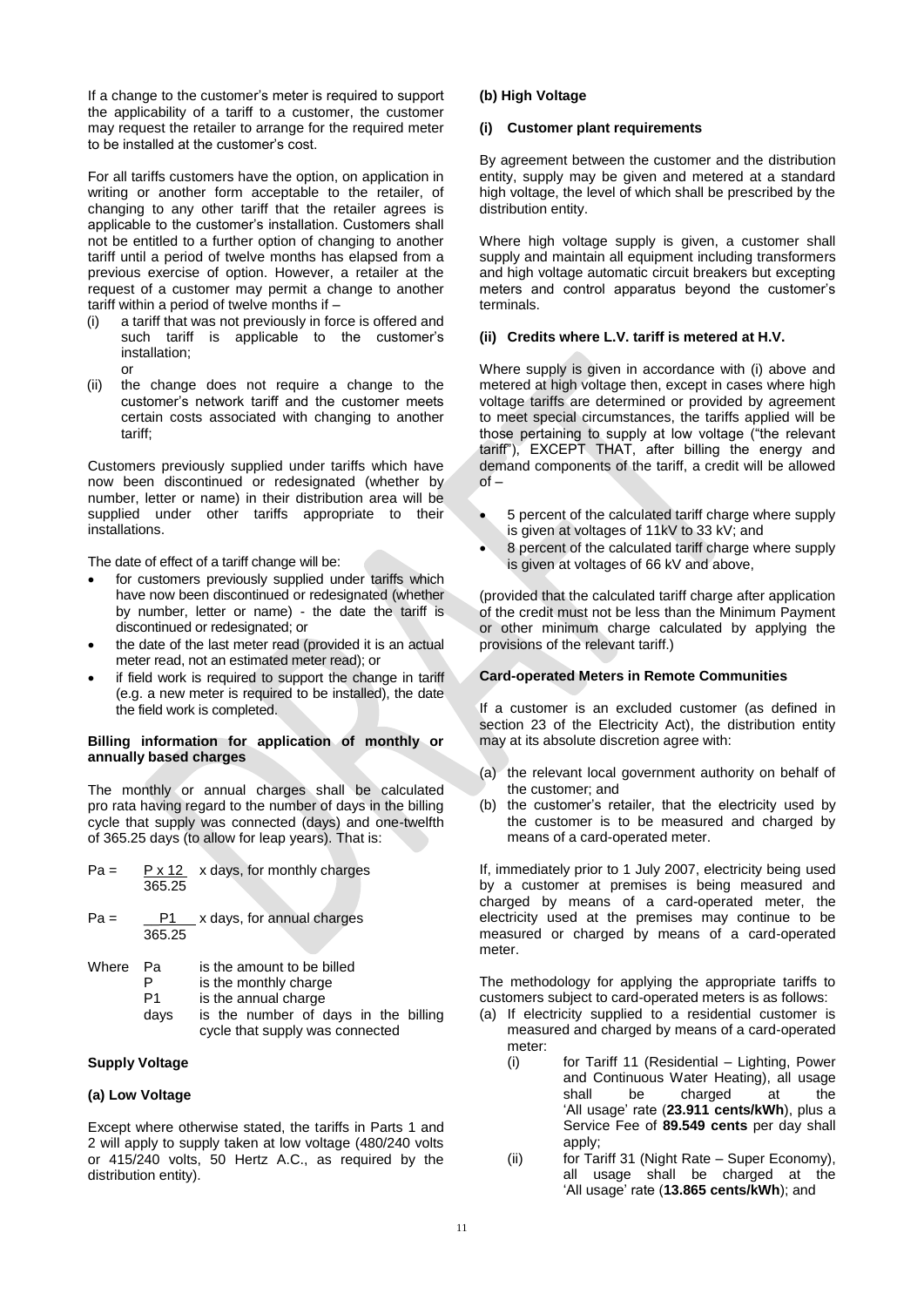If a change to the customer's meter is required to support the applicability of a tariff to a customer, the customer may request the retailer to arrange for the required meter to be installed at the customer's cost.

For all tariffs customers have the option, on application in writing or another form acceptable to the retailer, of changing to any other tariff that the retailer agrees is applicable to the customer's installation. Customers shall not be entitled to a further option of changing to another tariff until a period of twelve months has elapsed from a previous exercise of option. However, a retailer at the request of a customer may permit a change to another tariff within a period of twelve months if –

(i) a tariff that was not previously in force is offered and such tariff is applicable to the customer's installation;
 or
(ii) the change does not require a change to the customer's network tariff and the customer meets certain costs associated with changing to another tariff;

Customers previously supplied under tariffs which have now been discontinued or redesignated (whether by number, letter or name) in their distribution area will be supplied under other tariffs appropriate to their installations.

The date of effect of a tariff change will be:

- for customers previously supplied under tariffs which have now been discontinued or redesignated (whether by number, letter or name) - the date the tariff is discontinued or redesignated; or
- the date of the last meter read (provided it is an actual meter read, not an estimated meter read); or
- if field work is required to support the change in tariff (e.g. a new meter is required to be installed), the date the field work is completed.

**Billing information for application of monthly or annually based charges**

The monthly or annual charges shall be calculated pro rata having regard to the number of days in the billing cycle that supply was connected (days) and one-twelfth of 365.25 days (to allow for leap years). That is:

$$Pa = \frac{P \times 12}{365.25} \times \text{days, for monthly charges}$$

$$Pa = \frac{P1}{365.25} \times \text{days, for annual charges}$$

Where
- Pa is the amount to be billed
- P is the monthly charge
- P1 is the annual charge
- days is the number of days in the billing cycle that supply was connected

**Supply Voltage**

**(a) Low Voltage**

Except where otherwise stated, the tariffs in Parts 1 and 2 will apply to supply taken at low voltage (480/240 volts or 415/240 volts, 50 Hertz A.C., as required by the distribution entity).

**(b) High Voltage**

**(i) Customer plant requirements**

By agreement between the customer and the distribution entity, supply may be given and metered at a standard high voltage, the level of which shall be prescribed by the distribution entity.

Where high voltage supply is given, a customer shall supply and maintain all equipment including transformers and high voltage automatic circuit breakers but excepting meters and control apparatus beyond the customer's terminals.

**(ii) Credits where L.V. tariff is metered at H.V.**

Where supply is given in accordance with (i) above and metered at high voltage then, except in cases where high voltage tariffs are determined or provided by agreement to meet special circumstances, the tariffs applied will be those pertaining to supply at low voltage ("the relevant tariff"), EXCEPT THAT, after billing the energy and demand components of the tariff, a credit will be allowed of –

- 5 percent of the calculated tariff charge where supply is given at voltages of 11kV to 33 kV; and
- 8 percent of the calculated tariff charge where supply is given at voltages of 66 kV and above,

(provided that the calculated tariff charge after application of the credit must not be less than the Minimum Payment or other minimum charge calculated by applying the provisions of the relevant tariff.)

**Card-operated Meters in Remote Communities**

If a customer is an excluded customer (as defined in section 23 of the Electricity Act), the distribution entity may at its absolute discretion agree with:

(a) the relevant local government authority on behalf of the customer; and
(b) the customer's retailer, that the electricity used by the customer is to be measured and charged by means of a card-operated meter.

If, immediately prior to 1 July 2007, electricity being used by a customer at premises is being measured and charged by means of a card-operated meter, the electricity used at the premises may continue to be measured or charged by means of a card-operated meter.

The methodology for applying the appropriate tariffs to customers subject to card-operated meters is as follows:

(a) If electricity supplied to a residential customer is measured and charged by means of a card-operated meter:
 (i) for Tariff 11 (Residential – Lighting, Power and Continuous Water Heating), all usage shall be charged at the 'All usage' rate (**23.911 cents/kWh**), plus a Service Fee of **89.549 cents** per day shall apply;
 (ii) for Tariff 31 (Night Rate – Super Economy), all usage shall be charged at the 'All usage' rate (**13.865 cents/kWh**); and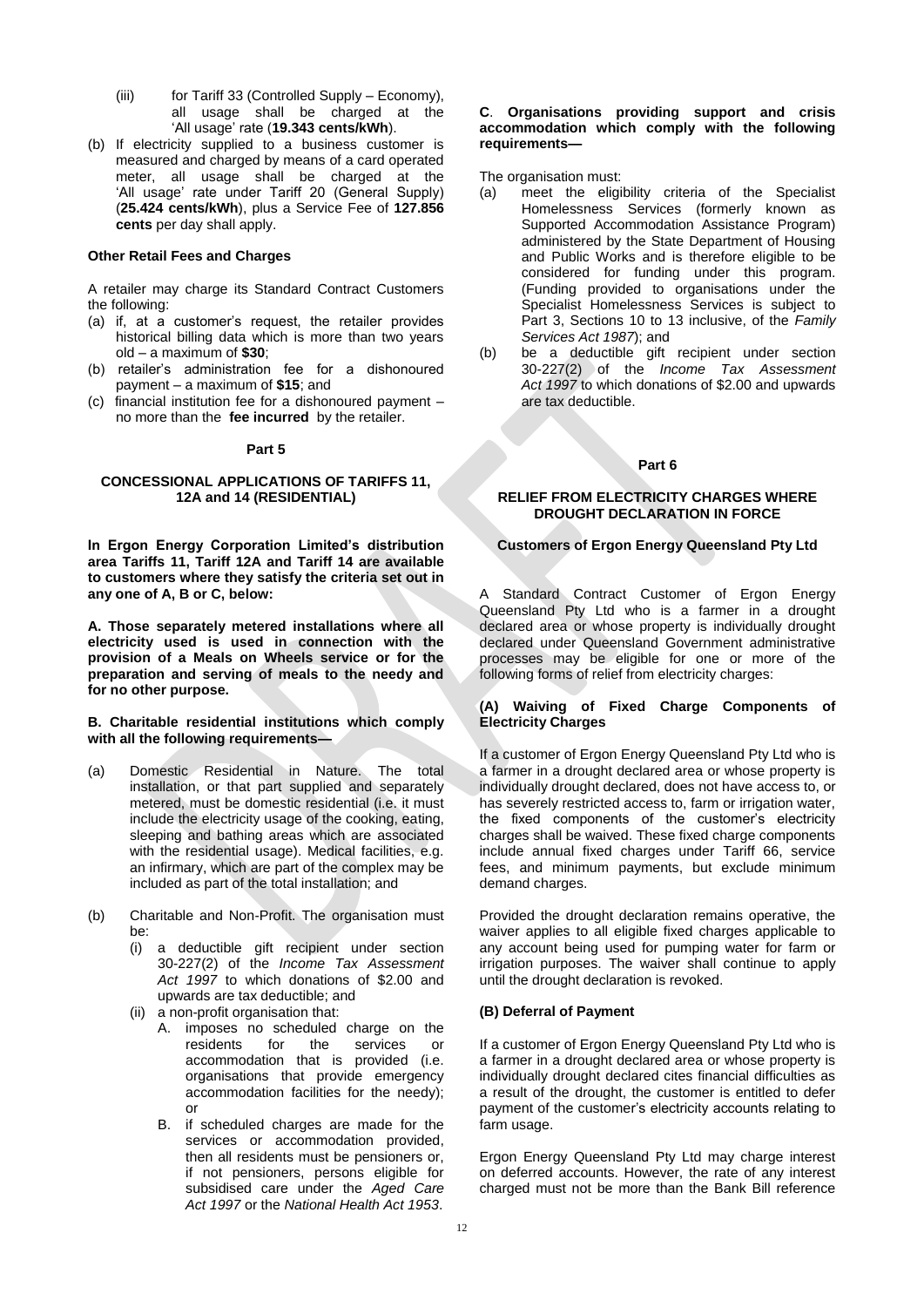(iii) for Tariff 33 (Controlled Supply – Economy), all usage shall be charged at the 'All usage' rate (**19.343 cents/kWh**).

(b) If electricity supplied to a business customer is measured and charged by means of a card operated meter, all usage shall be charged at the 'All usage' rate under Tariff 20 (General Supply) (**25.424 cents/kWh**), plus a Service Fee of **127.856 cents** per day shall apply.

**Other Retail Fees and Charges**

A retailer may charge its Standard Contract Customers the following:

(a) if, at a customer's request, the retailer provides historical billing data which is more than two years old – a maximum of **$30**;
(b) retailer's administration fee for a dishonoured payment – a maximum of **$15**; and
(c) financial institution fee for a dishonoured payment – no more than the **fee incurred** by the retailer.

## Part 5

## CONCESSIONAL APPLICATIONS OF TARIFFS 11, 12A and 14 (RESIDENTIAL)

**In Ergon Energy Corporation Limited's distribution area Tariffs 11, Tariff 12A and Tariff 14 are available to customers where they satisfy the criteria set out in any one of A, B or C, below:**

**A. Those separately metered installations where all electricity used is used in connection with the provision of a Meals on Wheels service or for the preparation and serving of meals to the needy and for no other purpose.**

**B. Charitable residential institutions which comply with all the following requirements—**

(a) Domestic Residential in Nature. The total installation, or that part supplied and separately metered, must be domestic residential (i.e. it must include the electricity usage of the cooking, eating, sleeping and bathing areas which are associated with the residential usage). Medical facilities, e.g. an infirmary, which are part of the complex may be included as part of the total installation; and

(b) Charitable and Non-Profit. The organisation must be:
   (i) a deductible gift recipient under section 30-227(2) of the *Income Tax Assessment Act 1997* to which donations of $2.00 and upwards are tax deductible; and
   (ii) a non-profit organisation that:
      A. imposes no scheduled charge on the residents for the services or accommodation that is provided (i.e. organisations that provide emergency accommodation facilities for the needy); or
      B. if scheduled charges are made for the services or accommodation provided, then all residents must be pensioners or, if not pensioners, persons eligible for subsidised care under the *Aged Care Act 1997* or the *National Health Act 1953*.

**C. Organisations providing support and crisis accommodation which comply with the following requirements—**

The organisation must:

(a) meet the eligibility criteria of the Specialist Homelessness Services (formerly known as Supported Accommodation Assistance Program) administered by the State Department of Housing and Public Works and is therefore eligible to be considered for funding under this program. (Funding provided to organisations under the Specialist Homelessness Services is subject to Part 3, Sections 10 to 13 inclusive, of the *Family Services Act 1987*); and
(b) be a deductible gift recipient under section 30-227(2) of the *Income Tax Assessment Act 1997* to which donations of $2.00 and upwards are tax deductible.

## Part 6

## RELIEF FROM ELECTRICITY CHARGES WHERE DROUGHT DECLARATION IN FORCE

### Customers of Ergon Energy Queensland Pty Ltd

A Standard Contract Customer of Ergon Energy Queensland Pty Ltd who is a farmer in a drought declared area or whose property is individually drought declared under Queensland Government administrative processes may be eligible for one or more of the following forms of relief from electricity charges:

**(A) Waiving of Fixed Charge Components of Electricity Charges**

If a customer of Ergon Energy Queensland Pty Ltd who is a farmer in a drought declared area or whose property is individually drought declared, does not have access to, or has severely restricted access to, farm or irrigation water, the fixed components of the customer's electricity charges shall be waived. These fixed charge components include annual fixed charges under Tariff 66, service fees, and minimum payments, but exclude minimum demand charges.

Provided the drought declaration remains operative, the waiver applies to all eligible fixed charges applicable to any account being used for pumping water for farm or irrigation purposes. The waiver shall continue to apply until the drought declaration is revoked.

**(B) Deferral of Payment**

If a customer of Ergon Energy Queensland Pty Ltd who is a farmer in a drought declared area or whose property is individually drought declared cites financial difficulties as a result of the drought, the customer is entitled to defer payment of the customer's electricity accounts relating to farm usage.

Ergon Energy Queensland Pty Ltd may charge interest on deferred accounts. However, the rate of any interest charged must not be more than the Bank Bill reference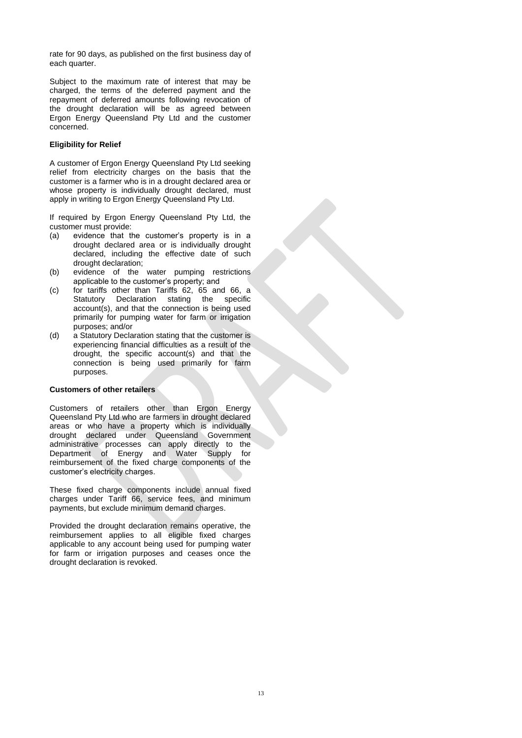rate for 90 days, as published on the first business day of each quarter.

Subject to the maximum rate of interest that may be charged, the terms of the deferred payment and the repayment of deferred amounts following revocation of the drought declaration will be as agreed between Ergon Energy Queensland Pty Ltd and the customer concerned.

**Eligibility for Relief**

A customer of Ergon Energy Queensland Pty Ltd seeking relief from electricity charges on the basis that the customer is a farmer who is in a drought declared area or whose property is individually drought declared, must apply in writing to Ergon Energy Queensland Pty Ltd.

If required by Ergon Energy Queensland Pty Ltd, the customer must provide:

(a) evidence that the customer's property is in a drought declared area or is individually drought declared, including the effective date of such drought declaration;

(b) evidence of the water pumping restrictions applicable to the customer's property; and

(c) for tariffs other than Tariffs 62, 65 and 66, a Statutory Declaration stating the specific account(s), and that the connection is being used primarily for pumping water for farm or irrigation purposes; and/or

(d) a Statutory Declaration stating that the customer is experiencing financial difficulties as a result of the drought, the specific account(s) and that the connection is being used primarily for farm purposes.

**Customers of other retailers**

Customers of retailers other than Ergon Energy Queensland Pty Ltd who are farmers in drought declared areas or who have a property which is individually drought declared under Queensland Government administrative processes can apply directly to the Department of Energy and Water Supply for reimbursement of the fixed charge components of the customer's electricity charges.

These fixed charge components include annual fixed charges under Tariff 66, service fees, and minimum payments, but exclude minimum demand charges.

Provided the drought declaration remains operative, the reimbursement applies to all eligible fixed charges applicable to any account being used for pumping water for farm or irrigation purposes and ceases once the drought declaration is revoked.